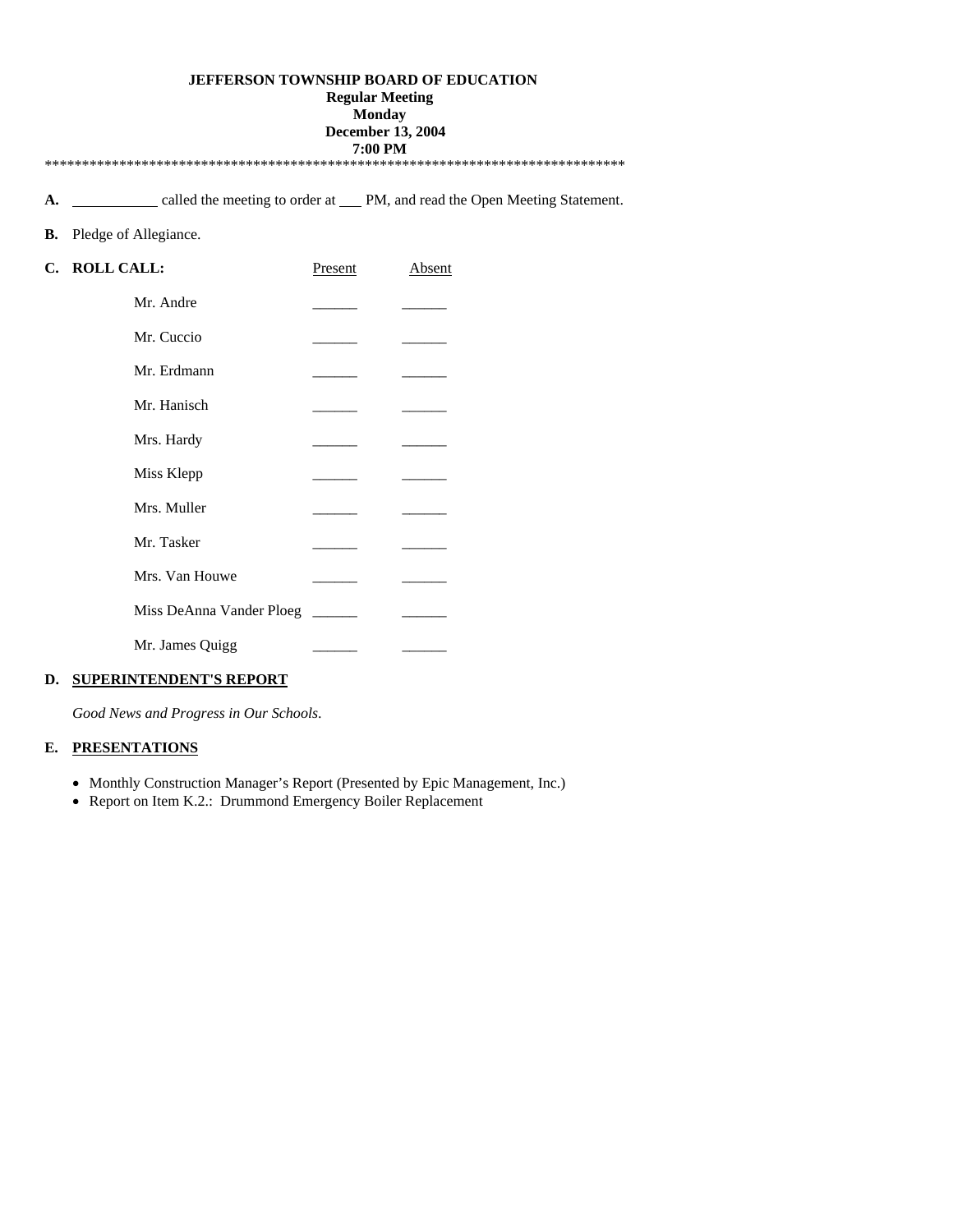**JEFFERSON TOWNSHIP BOARD OF EDUCATION**
**Regular Meeting**
**Monday**
**December 13, 2004**
**7:00 PM**

\*\*\*\*\*\*\*\*\*\*\*\*\*\*\*\*\*\*\*\*\*\*\*\*\*\*\*\*\*\*\*\*\*\*\*\*\*\*\*\*\*\*\*\*\*\*\*\*\*\*\*\*\*\*\*\*\*\*\*\*\*\*\*\*\*\*\*\*\*\*\*\*\*\*\*\*\*\*\*\*

**A.** \_\_\_\_\_\_\_\_\_\_\_ called the meeting to order at \_\_\_ PM, and read the Open Meeting Statement.

**B.** Pledge of Allegiance.

**C. ROLL CALL:**

| | Present | Absent |
|---|---|---|
| Mr. Andre | \_\_\_\_\_\_ | \_\_\_\_\_\_ |
| Mr. Cuccio | \_\_\_\_\_\_ | \_\_\_\_\_\_ |
| Mr. Erdmann | \_\_\_\_\_\_ | \_\_\_\_\_\_ |
| Mr. Hanisch | \_\_\_\_\_\_ | \_\_\_\_\_\_ |
| Mrs. Hardy | \_\_\_\_\_\_ | \_\_\_\_\_\_ |
| Miss Klepp | \_\_\_\_\_\_ | \_\_\_\_\_\_ |
| Mrs. Muller | \_\_\_\_\_\_ | \_\_\_\_\_\_ |
| Mr. Tasker | \_\_\_\_\_\_ | \_\_\_\_\_\_ |
| Mrs. Van Houwe | \_\_\_\_\_\_ | \_\_\_\_\_\_ |
| Miss DeAnna Vander Ploeg | \_\_\_\_\_\_ | \_\_\_\_\_\_ |
| Mr. James Quigg | \_\_\_\_\_\_ | \_\_\_\_\_\_ |

**D. SUPERINTENDENT'S REPORT**

*Good News and Progress in Our Schools*.

**E. PRESENTATIONS**

- Monthly Construction Manager's Report (Presented by Epic Management, Inc.)
- Report on Item K.2.: Drummond Emergency Boiler Replacement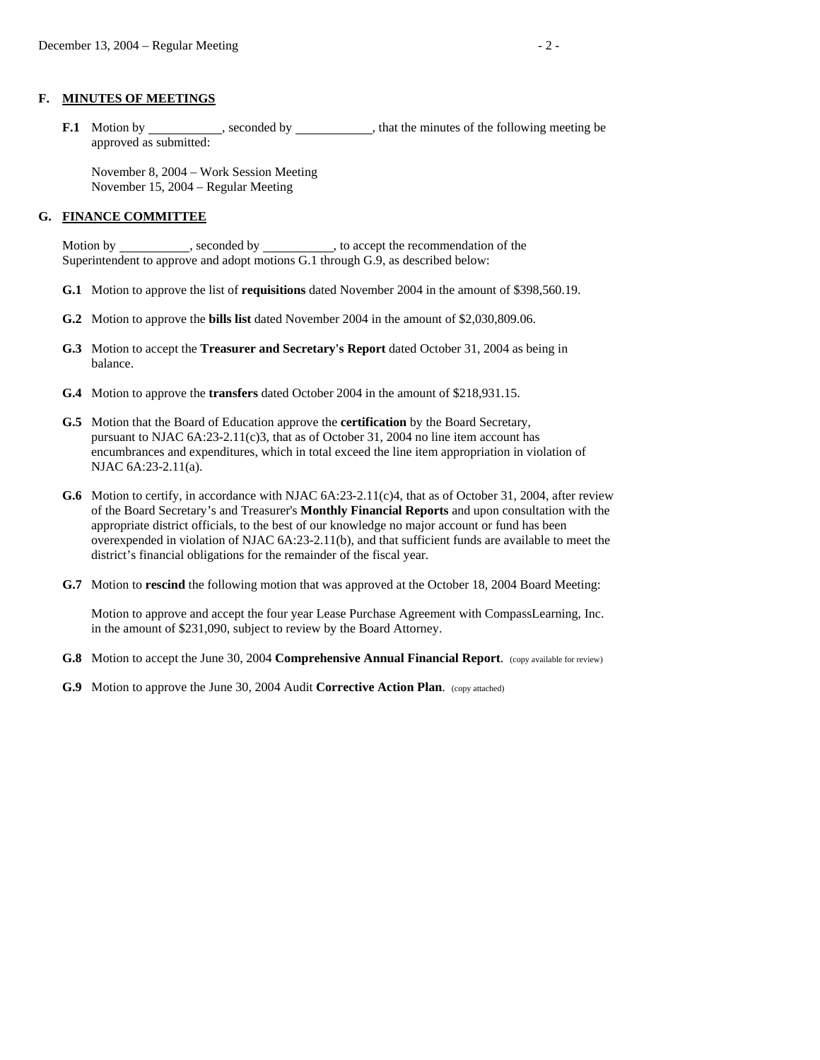## F. MINUTES OF MEETINGS

**F.1** Motion by \_\_\_\_\_\_\_\_\_\_\_, seconded by \_\_\_\_\_\_\_\_\_\_\_, that the minutes of the following meeting be approved as submitted:

November 8, 2004 – Work Session Meeting
November 15, 2004 – Regular Meeting

## G. FINANCE COMMITTEE

Motion by \_\_\_\_\_\_\_\_\_\_\_, seconded by \_\_\_\_\_\_\_\_\_\_\_, to accept the recommendation of the Superintendent to approve and adopt motions G.1 through G.9, as described below:

**G.1** Motion to approve the list of **requisitions** dated November 2004 in the amount of $398,560.19.

**G.2** Motion to approve the **bills list** dated November 2004 in the amount of $2,030,809.06.

**G.3** Motion to accept the **Treasurer and Secretary's Report** dated October 31, 2004 as being in balance.

**G.4** Motion to approve the **transfers** dated October 2004 in the amount of $218,931.15.

**G.5** Motion that the Board of Education approve the **certification** by the Board Secretary, pursuant to NJAC 6A:23-2.11(c)3, that as of October 31, 2004 no line item account has encumbrances and expenditures, which in total exceed the line item appropriation in violation of NJAC 6A:23-2.11(a).

**G.6** Motion to certify, in accordance with NJAC 6A:23-2.11(c)4, that as of October 31, 2004, after review of the Board Secretary's and Treasurer's **Monthly Financial Reports** and upon consultation with the appropriate district officials, to the best of our knowledge no major account or fund has been overexpended in violation of NJAC 6A:23-2.11(b), and that sufficient funds are available to meet the district's financial obligations for the remainder of the fiscal year.

**G.7** Motion to **rescind** the following motion that was approved at the October 18, 2004 Board Meeting:

Motion to approve and accept the four year Lease Purchase Agreement with CompassLearning, Inc. in the amount of $231,090, subject to review by the Board Attorney.

**G.8** Motion to accept the June 30, 2004 **Comprehensive Annual Financial Report**. (copy available for review)

**G.9** Motion to approve the June 30, 2004 Audit **Corrective Action Plan**. (copy attached)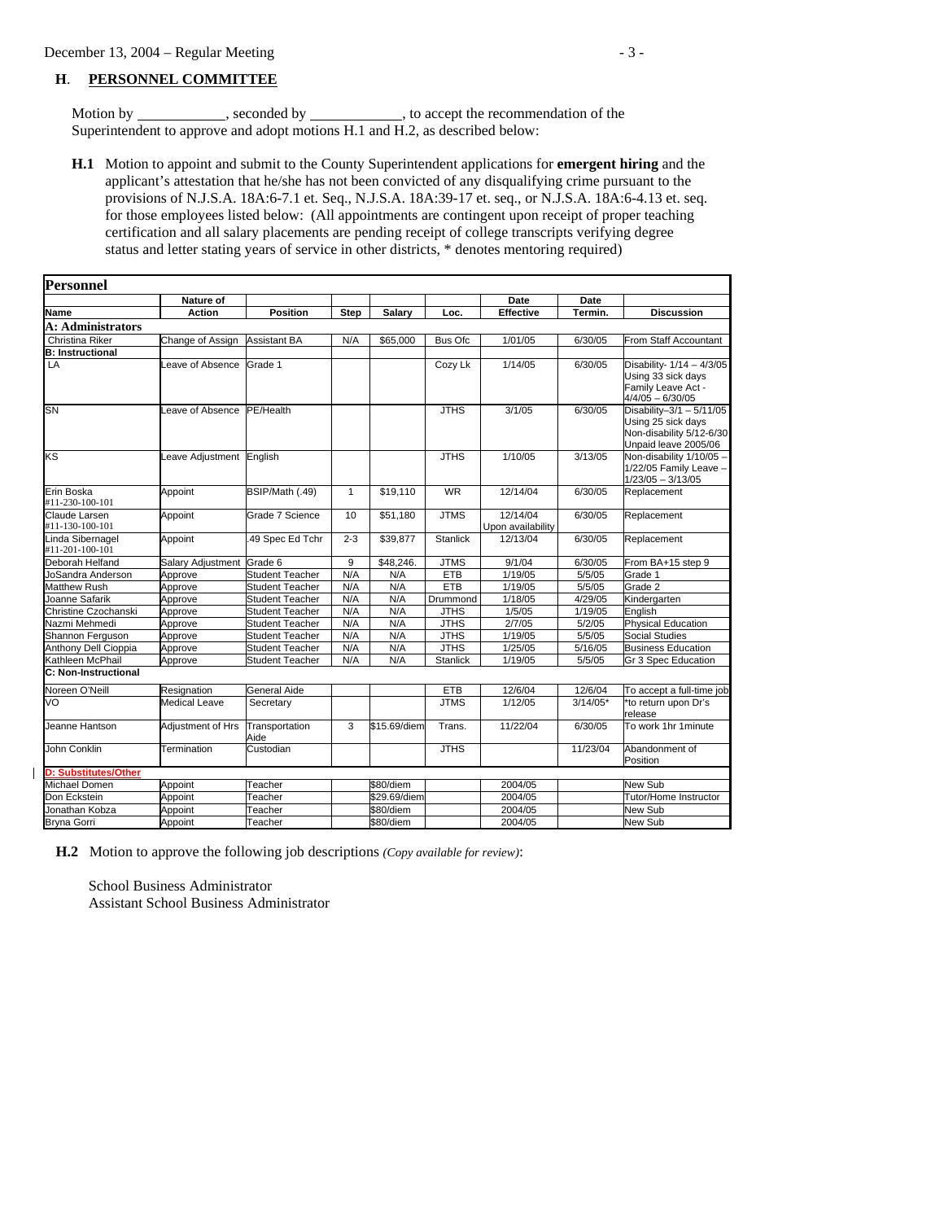## H. PERSONNEL COMMITTEE

Motion by \_\_\_\_\_\_\_\_\_\_\_\_, seconded by \_\_\_\_\_\_\_\_\_\_\_\_, to accept the recommendation of the Superintendent to approve and adopt motions H.1 and H.2, as described below:

**H.1** Motion to appoint and submit to the County Superintendent applications for **emergent hiring** and the applicant's attestation that he/she has not been convicted of any disqualifying crime pursuant to the provisions of N.J.S.A. 18A:6-7.1 et. Seq., N.J.S.A. 18A:39-17 et. seq., or N.J.S.A. 18A:6-4.13 et. seq. for those employees listed below: (All appointments are contingent upon receipt of proper teaching certification and all salary placements are pending receipt of college transcripts verifying degree status and letter stating years of service in other districts, * denotes mentoring required)

| **Personnel** | | | | | | | | |
|---|---|---|---|---|---|---|---|---|
| **Name** | **Nature of Action** | **Position** | **Step** | **Salary** | **Loc.** | **Date Effective** | **Date Termin.** | **Discussion** |
| **A: Administrators** | | | | | | | | |
| Christina Riker | Change of Assign | Assistant BA | N/A | $65,000 | Bus Ofc | 1/01/05 | 6/30/05 | From Staff Accountant |
| **B: Instructional** | | | | | | | | |
| LA | Leave of Absence | Grade 1 | | | Cozy Lk | 1/14/05 | 6/30/05 | Disability- 1/14 – 4/3/05 Using 33 sick days Family Leave Act - 4/4/05 – 6/30/05 |
| SN | Leave of Absence | PE/Health | | | JTHS | 3/1/05 | 6/30/05 | Disability–3/1 – 5/11/05 Using 25 sick days Non-disability 5/12-6/30 Unpaid leave 2005/06 |
| KS | Leave Adjustment | English | | | JTHS | 1/10/05 | 3/13/05 | Non-disability 1/10/05 – 1/22/05 Family Leave – 1/23/05 – 3/13/05 |
| Erin Boska #11-230-100-101 | Appoint | BSIP/Math (.49) | 1 | $19,110 | WR | 12/14/04 | 6/30/05 | Replacement |
| Claude Larsen #11-130-100-101 | Appoint | Grade 7 Science | 10 | $51,180 | JTMS | 12/14/04 Upon availability | 6/30/05 | Replacement |
| Linda Sibernagel #11-201-100-101 | Appoint | .49 Spec Ed Tchr | 2-3 | $39,877 | Stanlick | 12/13/04 | 6/30/05 | Replacement |
| Deborah Helfand | Salary Adjustment | Grade 6 | 9 | $48,246. | JTMS | 9/1/04 | 6/30/05 | From BA+15 step 9 |
| JoSandra Anderson | Approve | Student Teacher | N/A | N/A | ETB | 1/19/05 | 5/5/05 | Grade 1 |
| Matthew Rush | Approve | Student Teacher | N/A | N/A | ETB | 1/19/05 | 5/5/05 | Grade 2 |
| Joanne Safarik | Approve | Student Teacher | N/A | N/A | Drummond | 1/18/05 | 4/29/05 | Kindergarten |
| Christine Czochanski | Approve | Student Teacher | N/A | N/A | JTHS | 1/5/05 | 1/19/05 | English |
| Nazmi Mehmedi | Approve | Student Teacher | N/A | N/A | JTHS | 2/7/05 | 5/2/05 | Physical Education |
| Shannon Ferguson | Approve | Student Teacher | N/A | N/A | JTHS | 1/19/05 | 5/5/05 | Social Studies |
| Anthony Dell Cioppia | Approve | Student Teacher | N/A | N/A | JTHS | 1/25/05 | 5/16/05 | Business Education |
| Kathleen McPhail | Approve | Student Teacher | N/A | N/A | Stanlick | 1/19/05 | 5/5/05 | Gr 3 Spec Education |
| **C: Non-Instructional** | | | | | | | | |
| Noreen O'Neill | Resignation | General Aide | | | ETB | 12/6/04 | 12/6/04 | To accept a full-time job |
| VO | Medical Leave | Secretary | | | JTMS | 1/12/05 | 3/14/05* | *to return upon Dr's release |
| Jeanne Hantson | Adjustment of Hrs | Transportation Aide | 3 | $15.69/diem | Trans. | 11/22/04 | 6/30/05 | To work 1hr 1minute |
| John Conklin | Termination | Custodian | | | JTHS | | 11/23/04 | Abandonment of Position |
| **D: Substitutes/Other** | | | | | | | | |
| Michael Domen | Appoint | Teacher | | $80/diem | | 2004/05 | | New Sub |
| Don Eckstein | Appoint | Teacher | | $29.69/diem | | 2004/05 | | Tutor/Home Instructor |
| Jonathan Kobza | Appoint | Teacher | | $80/diem | | 2004/05 | | New Sub |
| Bryna Gorri | Appoint | Teacher | | $80/diem | | 2004/05 | | New Sub |

**H.2** Motion to approve the following job descriptions *(Copy available for review)*:

School Business Administrator
Assistant School Business Administrator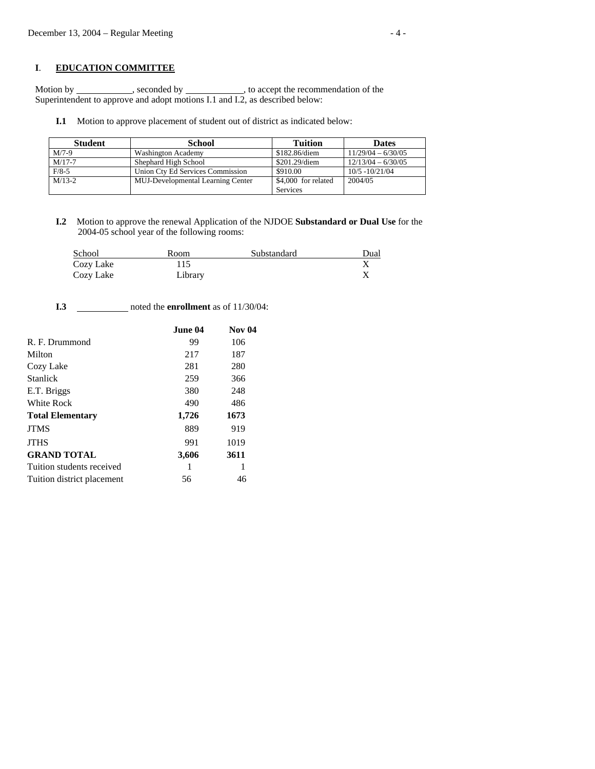## I. EDUCATION COMMITTEE

Motion by \_\_\_\_\_\_\_\_\_\_\_\_, seconded by \_\_\_\_\_\_\_\_\_\_\_\_, to accept the recommendation of the Superintendent to approve and adopt motions I.1 and I.2, as described below:

**I.1** Motion to approve placement of student out of district as indicated below:

| Student | School | Tuition | Dates |
|---|---|---|---|
| M/7-9 | Washington Academy | $182.86/diem | 11/29/04 – 6/30/05 |
| M/17-7 | Shephard High School | $201.29/diem | 12/13/04 – 6/30/05 |
| F/8-5 | Union Cty Ed Services Commission | $910.00 | 10/5 -10/21/04 |
| M/13-2 | MUJ-Developmental Learning Center | $4,000 for related Services | 2004/05 |

**I.2** Motion to approve the renewal Application of the NJDOE **Substandard or Dual Use** for the 2004-05 school year of the following rooms:

| School | Room | Substandard | Dual |
|---|---|---|---|
| Cozy Lake | 115 | | X |
| Cozy Lake | Library | | X |

**I.3** \_\_\_\_\_\_\_\_\_\_\_ noted the **enrollment** as of 11/30/04:

| | June 04 | Nov 04 |
|---|---|---|
| R. F. Drummond | 99 | 106 |
| Milton | 217 | 187 |
| Cozy Lake | 281 | 280 |
| Stanlick | 259 | 366 |
| E.T. Briggs | 380 | 248 |
| White Rock | 490 | 486 |
| **Total Elementary** | **1,726** | **1673** |
| JTMS | 889 | 919 |
| JTHS | 991 | 1019 |
| **GRAND TOTAL** | **3,606** | **3611** |
| Tuition students received | 1 | 1 |
| Tuition district placement | 56 | 46 |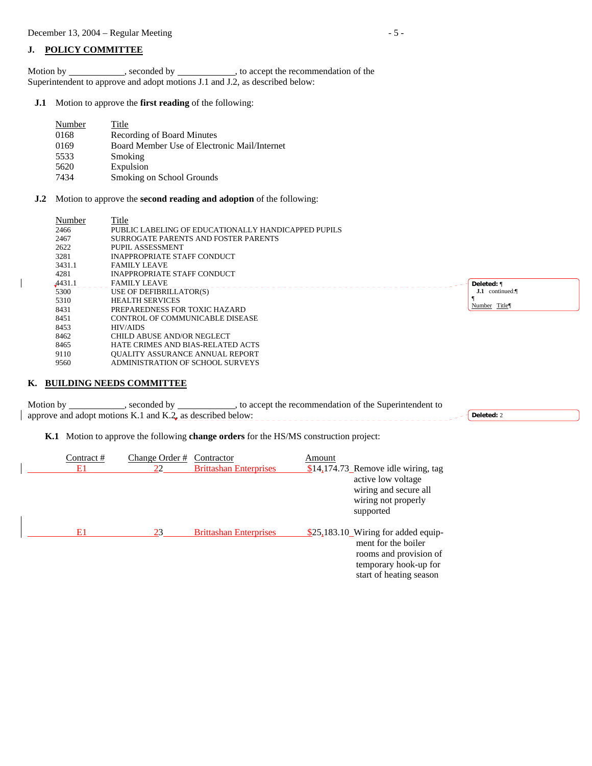## J. POLICY COMMITTEE

Motion by ____________, seconded by ____________, to accept the recommendation of the Superintendent to approve and adopt motions J.1 and J.2, as described below:

**J.1** Motion to approve the **first reading** of the following:

| Number | Title |
|---|---|
| 0168 | Recording of Board Minutes |
| 0169 | Board Member Use of Electronic Mail/Internet |
| 5533 | Smoking |
| 5620 | Expulsion |
| 7434 | Smoking on School Grounds |

**J.2** Motion to approve the **second reading and adoption** of the following:

| Number | Title |
|---|---|
| 2466 | PUBLIC LABELING OF EDUCATIONALLY HANDICAPPED PUPILS |
| 2467 | SURROGATE PARENTS AND FOSTER PARENTS |
| 2622 | PUPIL ASSESSMENT |
| 3281 | INAPPROPRIATE STAFF CONDUCT |
| 3431.1 | FAMILY LEAVE |
| 4281 | INAPPROPRIATE STAFF CONDUCT |
| 4431.1 | FAMILY LEAVE |
| 5300 | USE OF DEFIBRILLATOR(S) |
| 5310 | HEALTH SERVICES |
| 8431 | PREPAREDNESS FOR TOXIC HAZARD |
| 8451 | CONTROL OF COMMUNICABLE DISEASE |
| 8453 | HIV/AIDS |
| 8462 | CHILD ABUSE AND/OR NEGLECT |
| 8465 | HATE CRIMES AND BIAS-RELATED ACTS |
| 9110 | QUALITY ASSURANCE ANNUAL REPORT |
| 9560 | ADMINISTRATION OF SCHOOL SURVEYS |

## K. BUILDING NEEDS COMMITTEE

Motion by ____________, seconded by ____________, to accept the recommendation of the Superintendent to approve and adopt motions K.1 and K.2, as described below:

**K.1** Motion to approve the following **change orders** for the HS/MS construction project:

| Contract # | Change Order # | Contractor | Amount | |
|---|---|---|---|---|
| E1 | 22 | Brittashan Enterprises | $14,174.73 | Remove idle wiring, tag active low voltage wiring and secure all wiring not properly supported |
| E1 | 23 | Brittashan Enterprises | $25,183.10 | Wiring for added equipment for the boiler rooms and provision of temporary hook-up for start of heating season |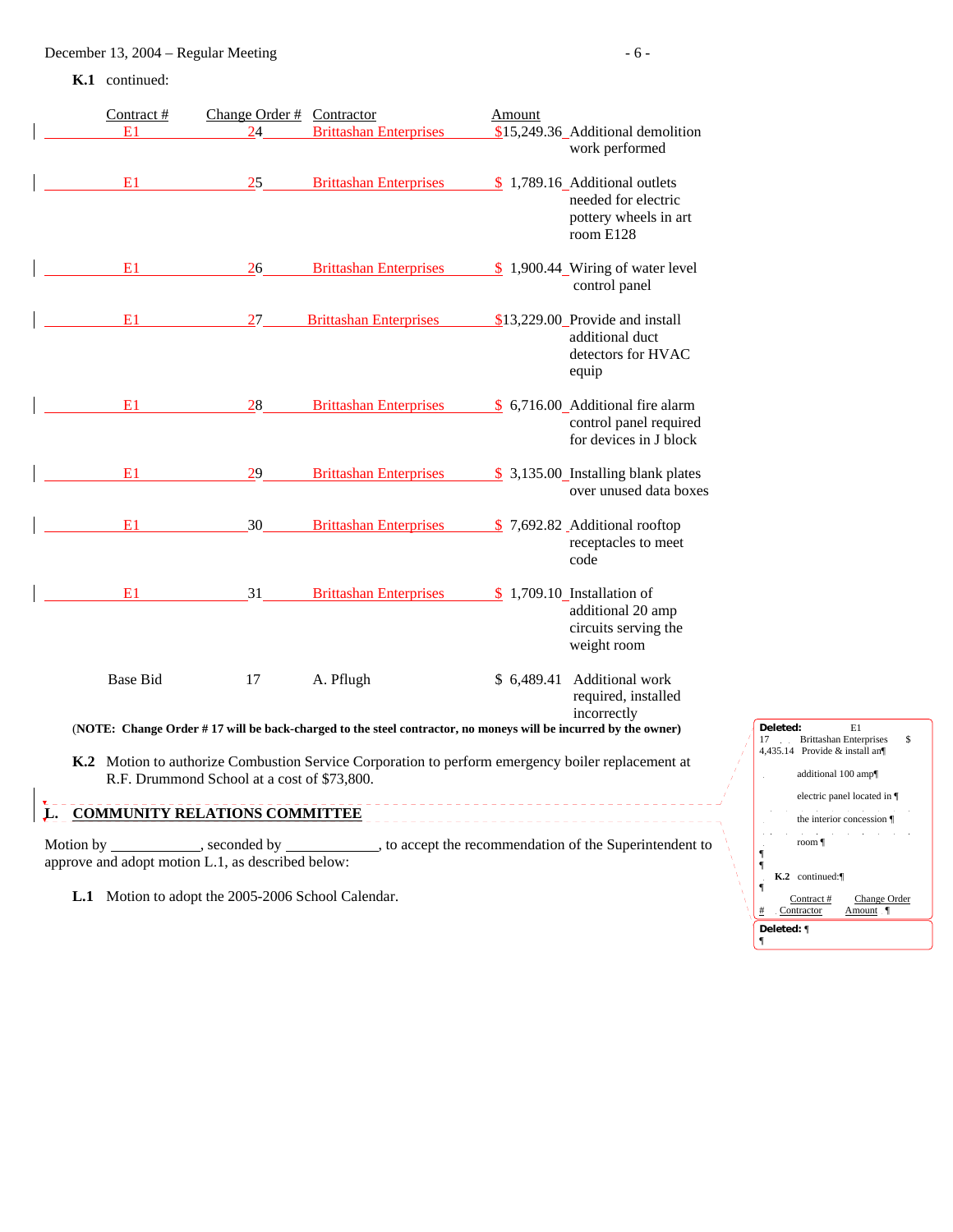**K.1** continued:

| Contract # | Change Order # | Contractor | Amount | |
|---|---|---|---|---|
| E1 | 24 | Brittashan Enterprises | $15,249.36 | Additional demolition work performed |
| E1 | 25 | Brittashan Enterprises | $ 1,789.16 | Additional outlets needed for electric pottery wheels in art room E128 |
| E1 | 26 | Brittashan Enterprises | $ 1,900.44 | Wiring of water level control panel |
| E1 | 27 | Brittashan Enterprises | $13,229.00 | Provide and install additional duct detectors for HVAC equip |
| E1 | 28 | Brittashan Enterprises | $ 6,716.00 | Additional fire alarm control panel required for devices in J block |
| E1 | 29 | Brittashan Enterprises | $ 3,135.00 | Installing blank plates over unused data boxes |
| E1 | 30 | Brittashan Enterprises | $ 7,692.82 | Additional rooftop receptacles to meet code |
| E1 | 31 | Brittashan Enterprises | $ 1,709.10 | Installation of additional 20 amp circuits serving the weight room |
| Base Bid | 17 | A. Pflugh | $ 6,489.41 | Additional work required, installed incorrectly |

(**NOTE: Change Order # 17 will be back-charged to the steel contractor, no moneys will be incurred by the owner)**

**K.2** Motion to authorize Combustion Service Corporation to perform emergency boiler replacement at R.F. Drummond School at a cost of $73,800.

## L. COMMUNITY RELATIONS COMMITTEE

Motion by ____________, seconded by ____________, to accept the recommendation of the Superintendent to approve and adopt motion L.1, as described below:

**L.1** Motion to adopt the 2005-2006 School Calendar.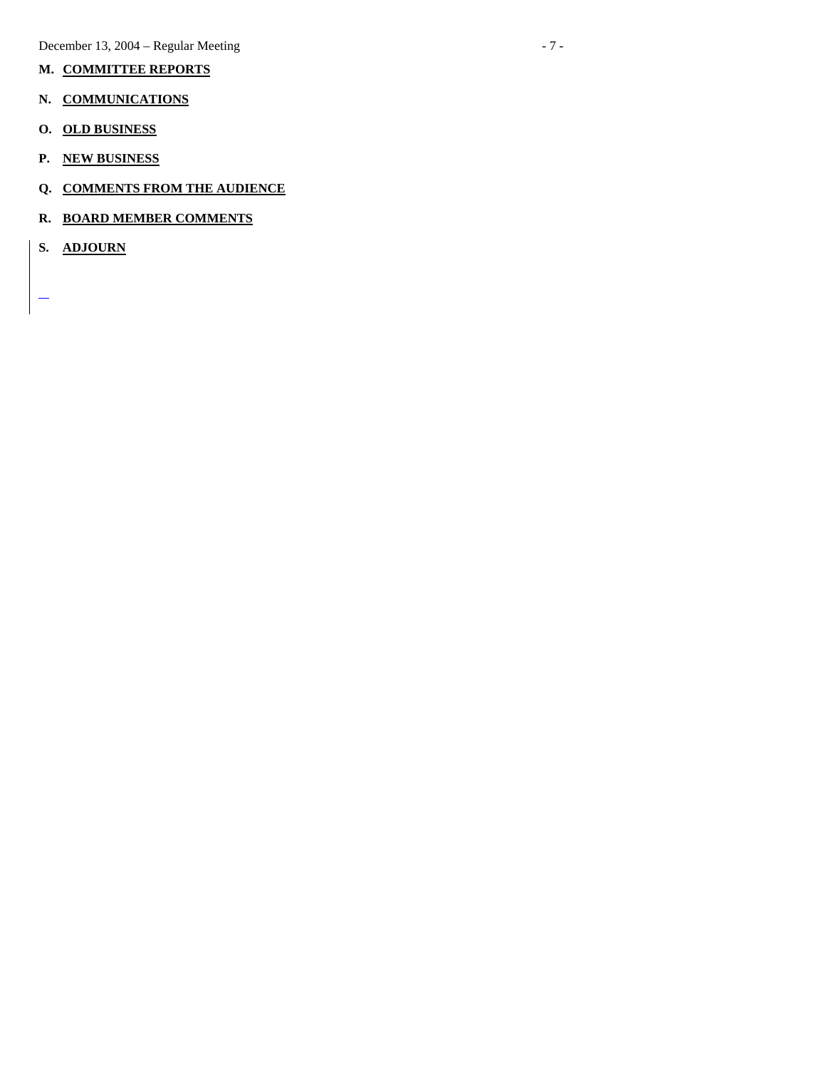**M. COMMITTEE REPORTS**

**N. COMMUNICATIONS**

**O. OLD BUSINESS**

**P. NEW BUSINESS**

**Q. COMMENTS FROM THE AUDIENCE**

**R. BOARD MEMBER COMMENTS**

**S. ADJOURN**